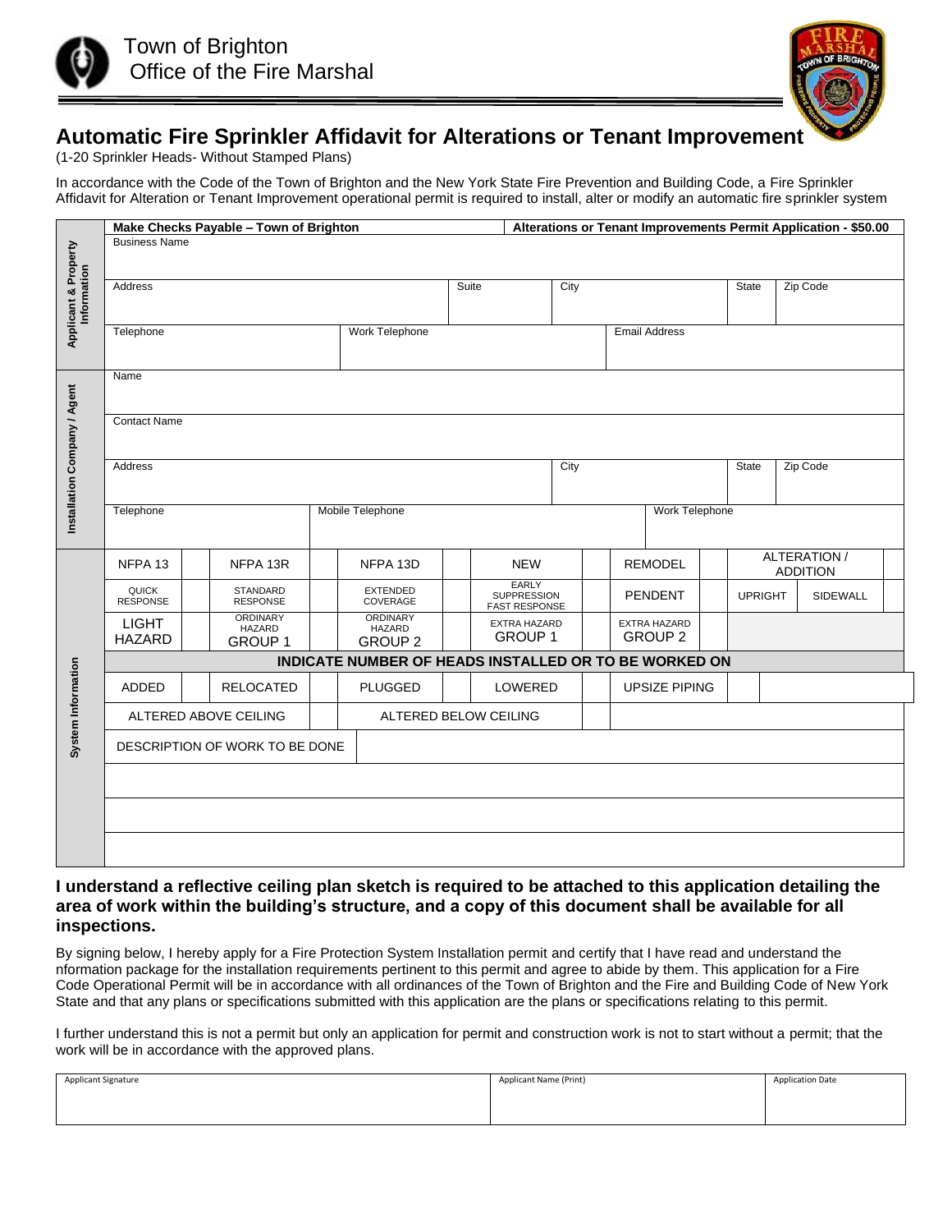Town of Brighton
Office of the Fire Marshal

# Automatic Fire Sprinkler Affidavit for Alterations or Tenant Improvement

(1-20 Sprinkler Heads- Without Stamped Plans)

In accordance with the Code of the Town of Brighton and the New York State Fire Prevention and Building Code, a Fire Sprinkler Affidavit for Alteration or Tenant Improvement operational permit is required to install, alter or modify an automatic fire sprinkler system

**Make Checks Payable – Town of Brighton** | **Alterations or Tenant Improvements Permit Application - $50.00**

**Applicant & Property Information**

| Business Name | | | | |
|---|---|---|---|---|
| Address | Suite | City | State | Zip Code |
| Telephone | Work Telephone | Email Address | | |

**Installation Company / Agent**

| Name | | | | |
|---|---|---|---|---|
| Contact Name | | | | |
| Address | City | State | Zip Code | |
| Telephone | Mobile Telephone | Work Telephone | | |

**System Information**

| NFPA 13 | | NFPA 13R | | NFPA 13D | | NEW | | REMODEL | | ALTERATION / ADDITION | | |
|---|---|---|---|---|---|---|---|---|---|---|---|---|
| QUICK RESPONSE | | STANDARD RESPONSE | | EXTENDED COVERAGE | | EARLY SUPPRESSION FAST RESPONSE | | PENDENT | | UPRIGHT | SIDEWALL | |
| LIGHT HAZARD | | ORDINARY HAZARD GROUP 1 | | ORDINARY HAZARD GROUP 2 | | EXTRA HAZARD GROUP 1 | | EXTRA HAZARD GROUP 2 | | | | |

**INDICATE NUMBER OF HEADS INSTALLED OR TO BE WORKED ON**

| ADDED | | RELOCATED | | PLUGGED | | LOWERED | | UPSIZE PIPING | | |
|---|---|---|---|---|---|---|---|---|---|---|
| ALTERED ABOVE CEILING | | ALTERED BELOW CEILING | | | | | | | | |

DESCRIPTION OF WORK TO BE DONE

&nbsp;

&nbsp;

&nbsp;

**I understand a reflective ceiling plan sketch is required to be attached to this application detailing the area of work within the building's structure, and a copy of this document shall be available for all inspections.**

By signing below, I hereby apply for a Fire Protection System Installation permit and certify that I have read and understand the nformation package for the installation requirements pertinent to this permit and agree to abide by them. This application for a Fire Code Operational Permit will be in accordance with all ordinances of the Town of Brighton and the Fire and Building Code of New York State and that any plans or specifications submitted with this application are the plans or specifications relating to this permit.

I further understand this is not a permit but only an application for permit and construction work is not to start without a permit; that the work will be in accordance with the approved plans.

| Applicant Signature | Applicant Name (Print) | Application Date |
|---|---|---|
| | | |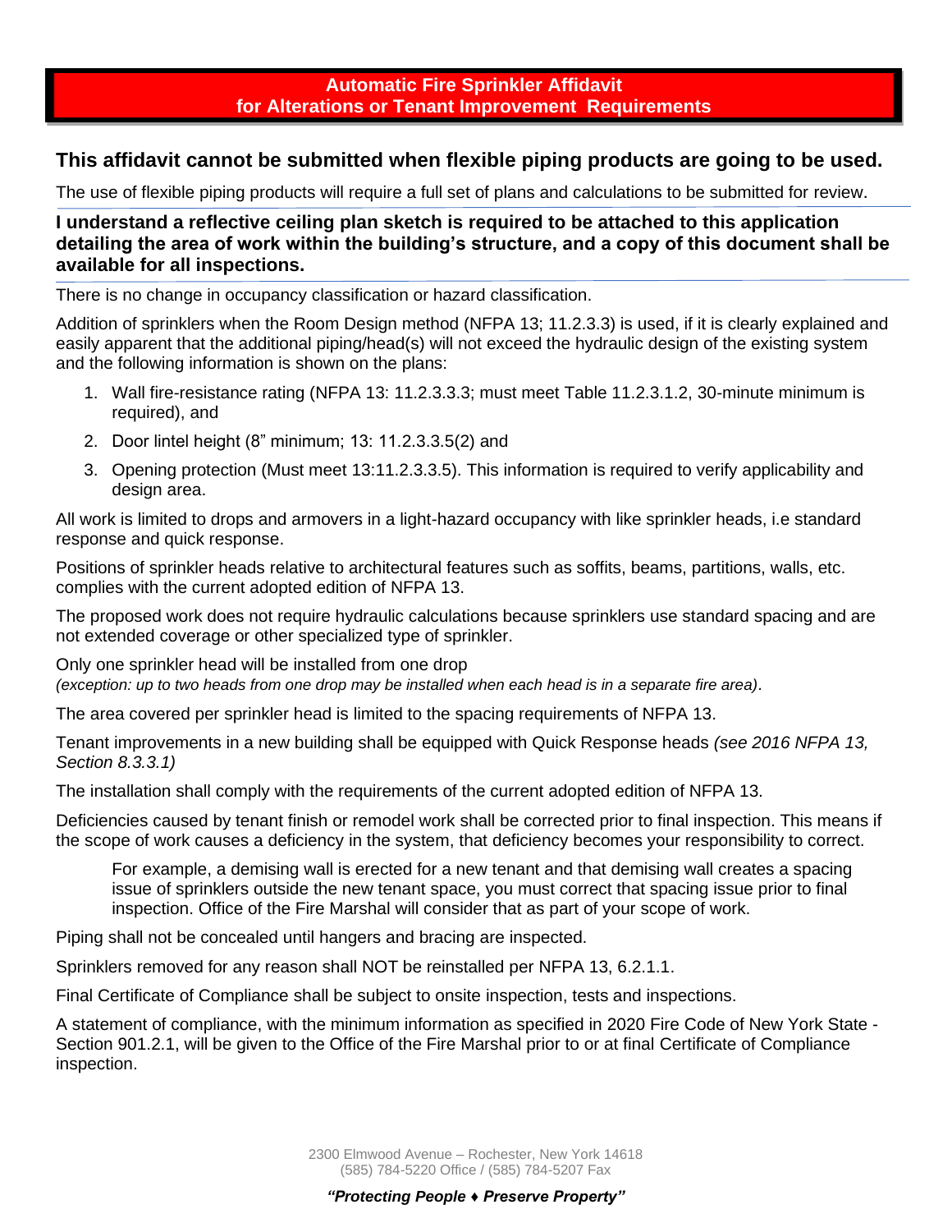# Automatic Fire Sprinkler Affidavit for Alterations or Tenant Improvement Requirements

## This affidavit cannot be submitted when flexible piping products are going to be used.

The use of flexible piping products will require a full set of plans and calculations to be submitted for review.

**I understand a reflective ceiling plan sketch is required to be attached to this application detailing the area of work within the building's structure, and a copy of this document shall be available for all inspections.**

There is no change in occupancy classification or hazard classification.

Addition of sprinklers when the Room Design method (NFPA 13; 11.2.3.3) is used, if it is clearly explained and easily apparent that the additional piping/head(s) will not exceed the hydraulic design of the existing system and the following information is shown on the plans:

1. Wall fire-resistance rating (NFPA 13: 11.2.3.3.3; must meet Table 11.2.3.1.2, 30-minute minimum is required), and
2. Door lintel height (8" minimum; 13: 11.2.3.3.5(2) and
3. Opening protection (Must meet 13:11.2.3.3.5). This information is required to verify applicability and design area.

All work is limited to drops and armovers in a light-hazard occupancy with like sprinkler heads, i.e standard response and quick response.

Positions of sprinkler heads relative to architectural features such as soffits, beams, partitions, walls, etc. complies with the current adopted edition of NFPA 13.

The proposed work does not require hydraulic calculations because sprinklers use standard spacing and are not extended coverage or other specialized type of sprinkler.

Only one sprinkler head will be installed from one drop
*(exception: up to two heads from one drop may be installed when each head is in a separate fire area).*

The area covered per sprinkler head is limited to the spacing requirements of NFPA 13.

Tenant improvements in a new building shall be equipped with Quick Response heads *(see 2016 NFPA 13, Section 8.3.3.1)*

The installation shall comply with the requirements of the current adopted edition of NFPA 13.

Deficiencies caused by tenant finish or remodel work shall be corrected prior to final inspection. This means if the scope of work causes a deficiency in the system, that deficiency becomes your responsibility to correct.

> For example, a demising wall is erected for a new tenant and that demising wall creates a spacing issue of sprinklers outside the new tenant space, you must correct that spacing issue prior to final inspection. Office of the Fire Marshal will consider that as part of your scope of work.

Piping shall not be concealed until hangers and bracing are inspected.

Sprinklers removed for any reason shall NOT be reinstalled per NFPA 13, 6.2.1.1.

Final Certificate of Compliance shall be subject to onsite inspection, tests and inspections.

A statement of compliance, with the minimum information as specified in 2020 Fire Code of New York State - Section 901.2.1, will be given to the Office of the Fire Marshal prior to or at final Certificate of Compliance inspection.

2300 Elmwood Avenue – Rochester, New York 14618
(585) 784-5220 Office / (585) 784-5207 Fax

***"Protecting People ♦ Preserve Property"***